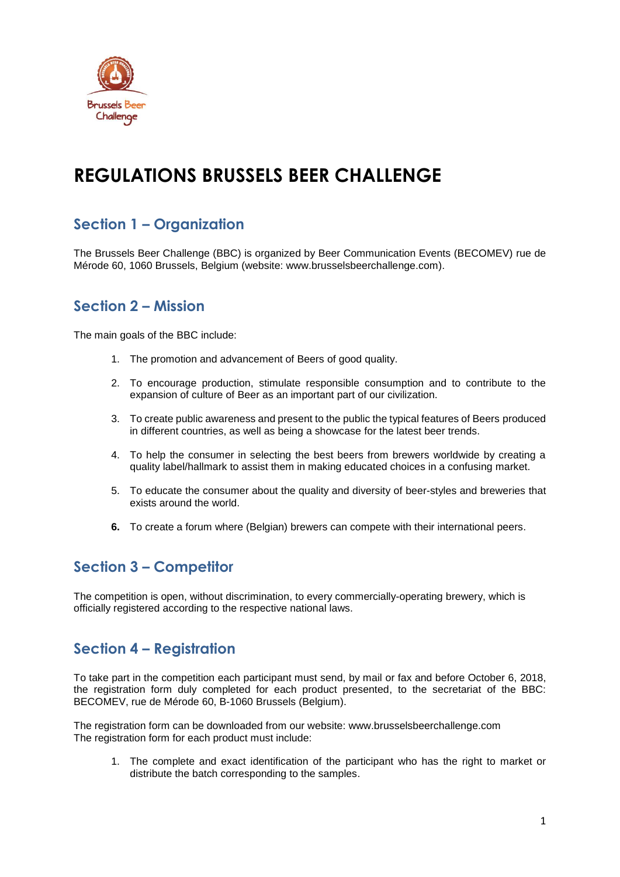# REGULATIONS BRUSSELS BEER CHALLENGE

## Section 1 – Organization

The Brussels Beer Challenge (BBC) is organized by Beer Communication Events (BECOMEV) rue de Mérode 60, 1060 Brussels, Belgium (website: www.brusselsbeerchallenge.com).

## Section 2 – Mission

The main goals of the BBC include:

1. The promotion and advancement of Beers of good quality.
2. To encourage production, stimulate responsible consumption and to contribute to the expansion of culture of Beer as an important part of our civilization.
3. To create public awareness and present to the public the typical features of Beers produced in different countries, as well as being a showcase for the latest beer trends.
4. To help the consumer in selecting the best beers from brewers worldwide by creating a quality label/hallmark to assist them in making educated choices in a confusing market.
5. To educate the consumer about the quality and diversity of beer-styles and breweries that exists around the world.
6. To create a forum where (Belgian) brewers can compete with their international peers.

## Section 3 – Competitor

The competition is open, without discrimination, to every commercially-operating brewery, which is officially registered according to the respective national laws.

## Section 4 – Registration

To take part in the competition each participant must send, by mail or fax and before October 6, 2018, the registration form duly completed for each product presented, to the secretariat of the BBC: BECOMEV, rue de Mérode 60, B-1060 Brussels (Belgium).

The registration form can be downloaded from our website: www.brusselsbeerchallenge.com
The registration form for each product must include:

1. The complete and exact identification of the participant who has the right to market or distribute the batch corresponding to the samples.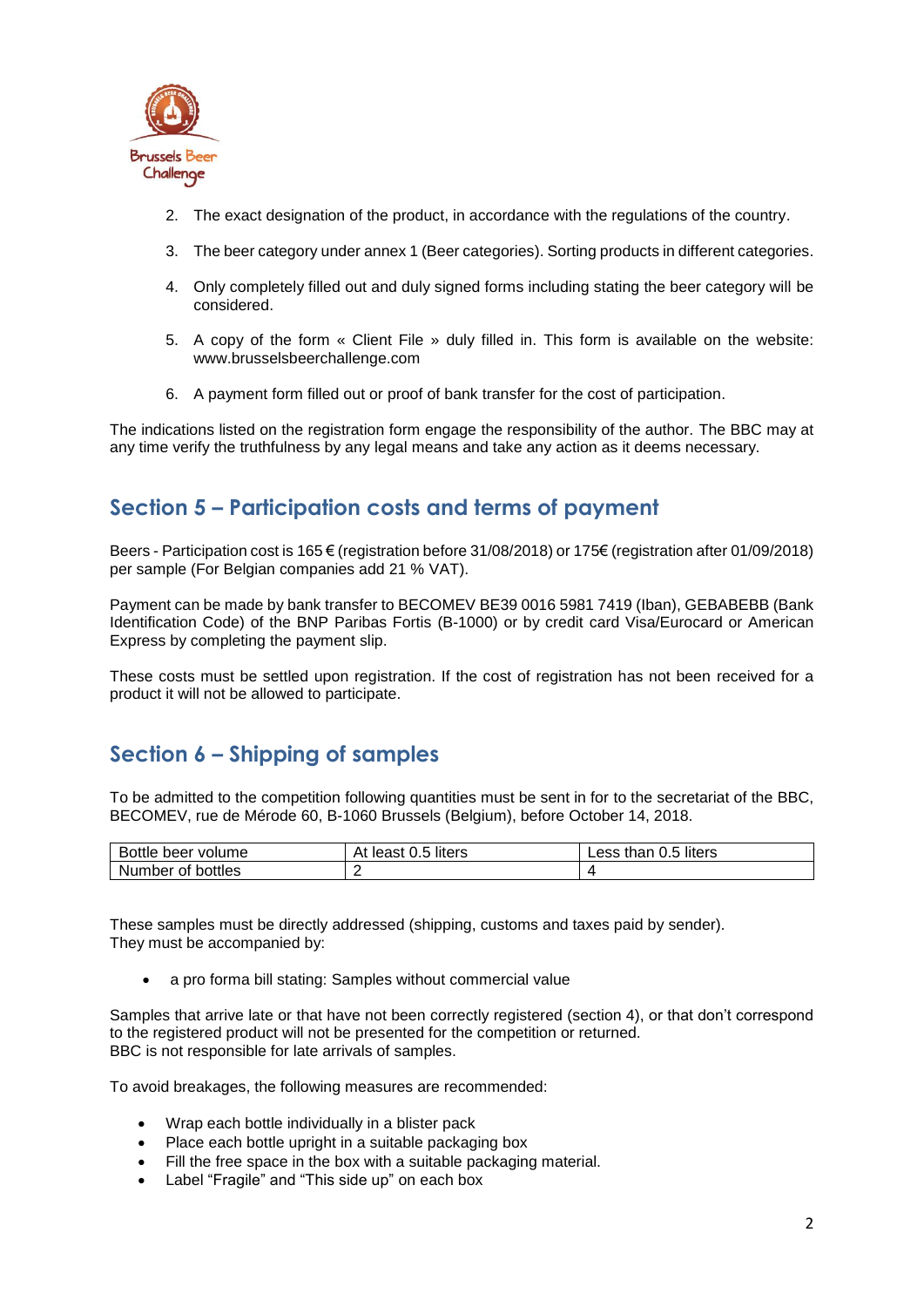2. The exact designation of the product, in accordance with the regulations of the country.

3. The beer category under annex 1 (Beer categories). Sorting products in different categories.

4. Only completely filled out and duly signed forms including stating the beer category will be considered.

5. A copy of the form « Client File » duly filled in. This form is available on the website: www.brusselsbeerchallenge.com

6. A payment form filled out or proof of bank transfer for the cost of participation.

The indications listed on the registration form engage the responsibility of the author. The BBC may at any time verify the truthfulness by any legal means and take any action as it deems necessary.

## Section 5 – Participation costs and terms of payment

Beers - Participation cost is 165 € (registration before 31/08/2018) or 175€ (registration after 01/09/2018) per sample (For Belgian companies add 21 % VAT).

Payment can be made by bank transfer to BECOMEV BE39 0016 5981 7419 (Iban), GEBABEBB (Bank Identification Code) of the BNP Paribas Fortis (B-1000) or by credit card Visa/Eurocard or American Express by completing the payment slip.

These costs must be settled upon registration. If the cost of registration has not been received for a product it will not be allowed to participate.

## Section 6 – Shipping of samples

To be admitted to the competition following quantities must be sent in for to the secretariat of the BBC, BECOMEV, rue de Mérode 60, B-1060 Brussels (Belgium), before October 14, 2018.

| Bottle beer volume | At least 0.5 liters | Less than 0.5 liters |
|---|---|---|
| Number of bottles | 2 | 4 |

These samples must be directly addressed (shipping, customs and taxes paid by sender).
They must be accompanied by:

- a pro forma bill stating: Samples without commercial value

Samples that arrive late or that have not been correctly registered (section 4), or that don't correspond to the registered product will not be presented for the competition or returned.
BBC is not responsible for late arrivals of samples.

To avoid breakages, the following measures are recommended:

- Wrap each bottle individually in a blister pack
- Place each bottle upright in a suitable packaging box
- Fill the free space in the box with a suitable packaging material.
- Label "Fragile" and "This side up" on each box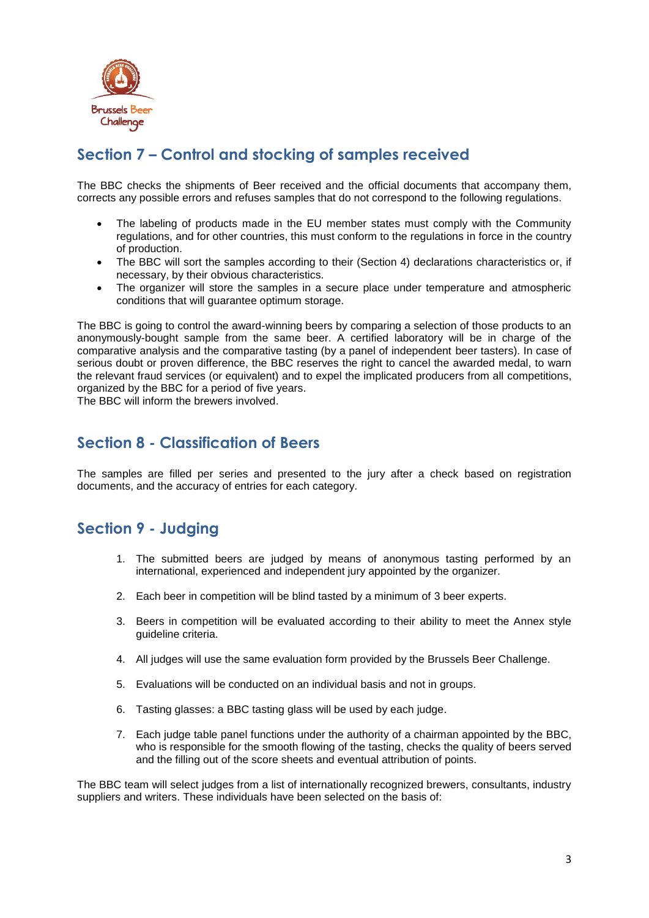## Section 7 – Control and stocking of samples received

The BBC checks the shipments of Beer received and the official documents that accompany them, corrects any possible errors and refuses samples that do not correspond to the following regulations.

- The labeling of products made in the EU member states must comply with the Community regulations, and for other countries, this must conform to the regulations in force in the country of production.
- The BBC will sort the samples according to their (Section 4) declarations characteristics or, if necessary, by their obvious characteristics.
- The organizer will store the samples in a secure place under temperature and atmospheric conditions that will guarantee optimum storage.

The BBC is going to control the award-winning beers by comparing a selection of those products to an anonymously-bought sample from the same beer. A certified laboratory will be in charge of the comparative analysis and the comparative tasting (by a panel of independent beer tasters). In case of serious doubt or proven difference, the BBC reserves the right to cancel the awarded medal, to warn the relevant fraud services (or equivalent) and to expel the implicated producers from all competitions, organized by the BBC for a period of five years.
The BBC will inform the brewers involved.

## Section 8 - Classification of Beers

The samples are filled per series and presented to the jury after a check based on registration documents, and the accuracy of entries for each category.

## Section 9 - Judging

1. The submitted beers are judged by means of anonymous tasting performed by an international, experienced and independent jury appointed by the organizer.

2. Each beer in competition will be blind tasted by a minimum of 3 beer experts.

3. Beers in competition will be evaluated according to their ability to meet the Annex style guideline criteria.

4. All judges will use the same evaluation form provided by the Brussels Beer Challenge.

5. Evaluations will be conducted on an individual basis and not in groups.

6. Tasting glasses: a BBC tasting glass will be used by each judge.

7. Each judge table panel functions under the authority of a chairman appointed by the BBC, who is responsible for the smooth flowing of the tasting, checks the quality of beers served and the filling out of the score sheets and eventual attribution of points.

The BBC team will select judges from a list of internationally recognized brewers, consultants, industry suppliers and writers. These individuals have been selected on the basis of: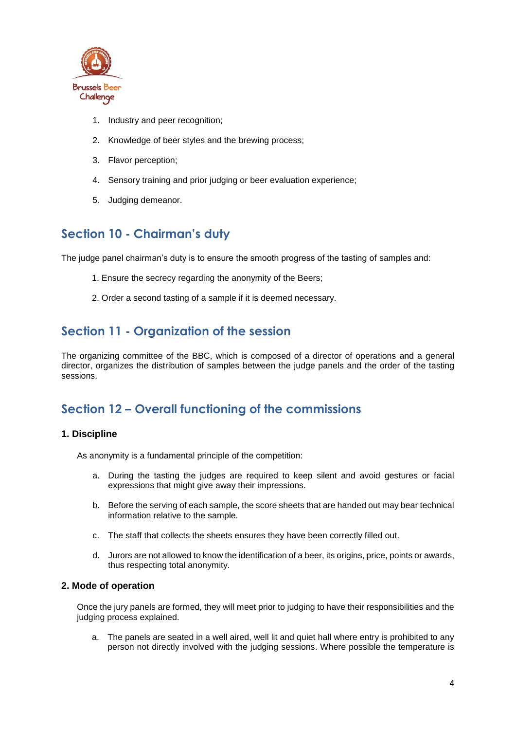1. Industry and peer recognition;
2. Knowledge of beer styles and the brewing process;
3. Flavor perception;
4. Sensory training and prior judging or beer evaluation experience;
5. Judging demeanor.

## Section 10 - Chairman's duty

The judge panel chairman's duty is to ensure the smooth progress of the tasting of samples and:

1. Ensure the secrecy regarding the anonymity of the Beers;
2. Order a second tasting of a sample if it is deemed necessary.

## Section 11 - Organization of the session

The organizing committee of the BBC, which is composed of a director of operations and a general director, organizes the distribution of samples between the judge panels and the order of the tasting sessions.

## Section 12 – Overall functioning of the commissions

### 1. Discipline

As anonymity is a fundamental principle of the competition:

a. During the tasting the judges are required to keep silent and avoid gestures or facial expressions that might give away their impressions.

b. Before the serving of each sample, the score sheets that are handed out may bear technical information relative to the sample.

c. The staff that collects the sheets ensures they have been correctly filled out.

d. Jurors are not allowed to know the identification of a beer, its origins, price, points or awards, thus respecting total anonymity.

### 2. Mode of operation

Once the jury panels are formed, they will meet prior to judging to have their responsibilities and the judging process explained.

a. The panels are seated in a well aired, well lit and quiet hall where entry is prohibited to any person not directly involved with the judging sessions. Where possible the temperature is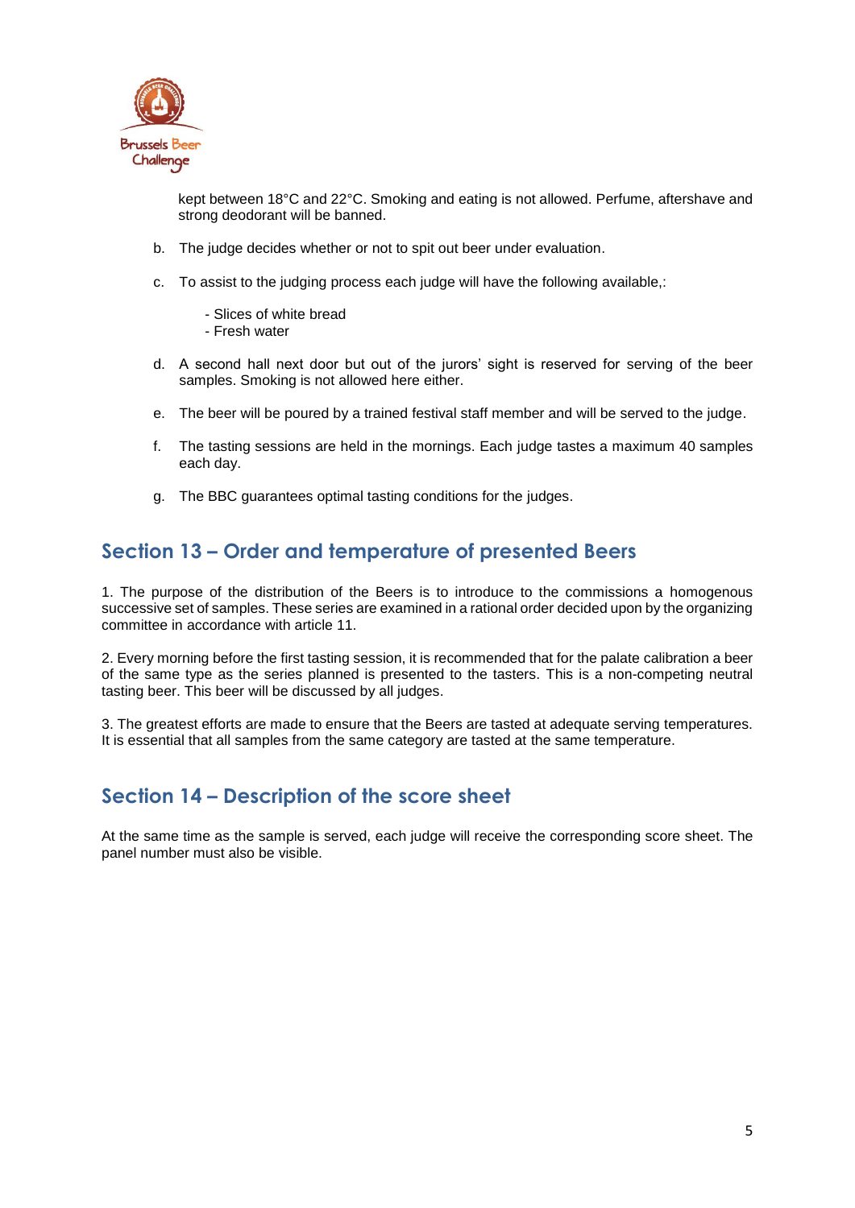kept between 18°C and 22°C. Smoking and eating is not allowed. Perfume, aftershave and strong deodorant will be banned.

b. The judge decides whether or not to spit out beer under evaluation.

c. To assist to the judging process each judge will have the following available,:

- Slices of white bread
- Fresh water

d. A second hall next door but out of the jurors' sight is reserved for serving of the beer samples. Smoking is not allowed here either.

e. The beer will be poured by a trained festival staff member and will be served to the judge.

f. The tasting sessions are held in the mornings. Each judge tastes a maximum 40 samples each day.

g. The BBC guarantees optimal tasting conditions for the judges.

## Section 13 – Order and temperature of presented Beers

1. The purpose of the distribution of the Beers is to introduce to the commissions a homogenous successive set of samples. These series are examined in a rational order decided upon by the organizing committee in accordance with article 11.

2. Every morning before the first tasting session, it is recommended that for the palate calibration a beer of the same type as the series planned is presented to the tasters. This is a non-competing neutral tasting beer. This beer will be discussed by all judges.

3. The greatest efforts are made to ensure that the Beers are tasted at adequate serving temperatures. It is essential that all samples from the same category are tasted at the same temperature.

## Section 14 – Description of the score sheet

At the same time as the sample is served, each judge will receive the corresponding score sheet. The panel number must also be visible.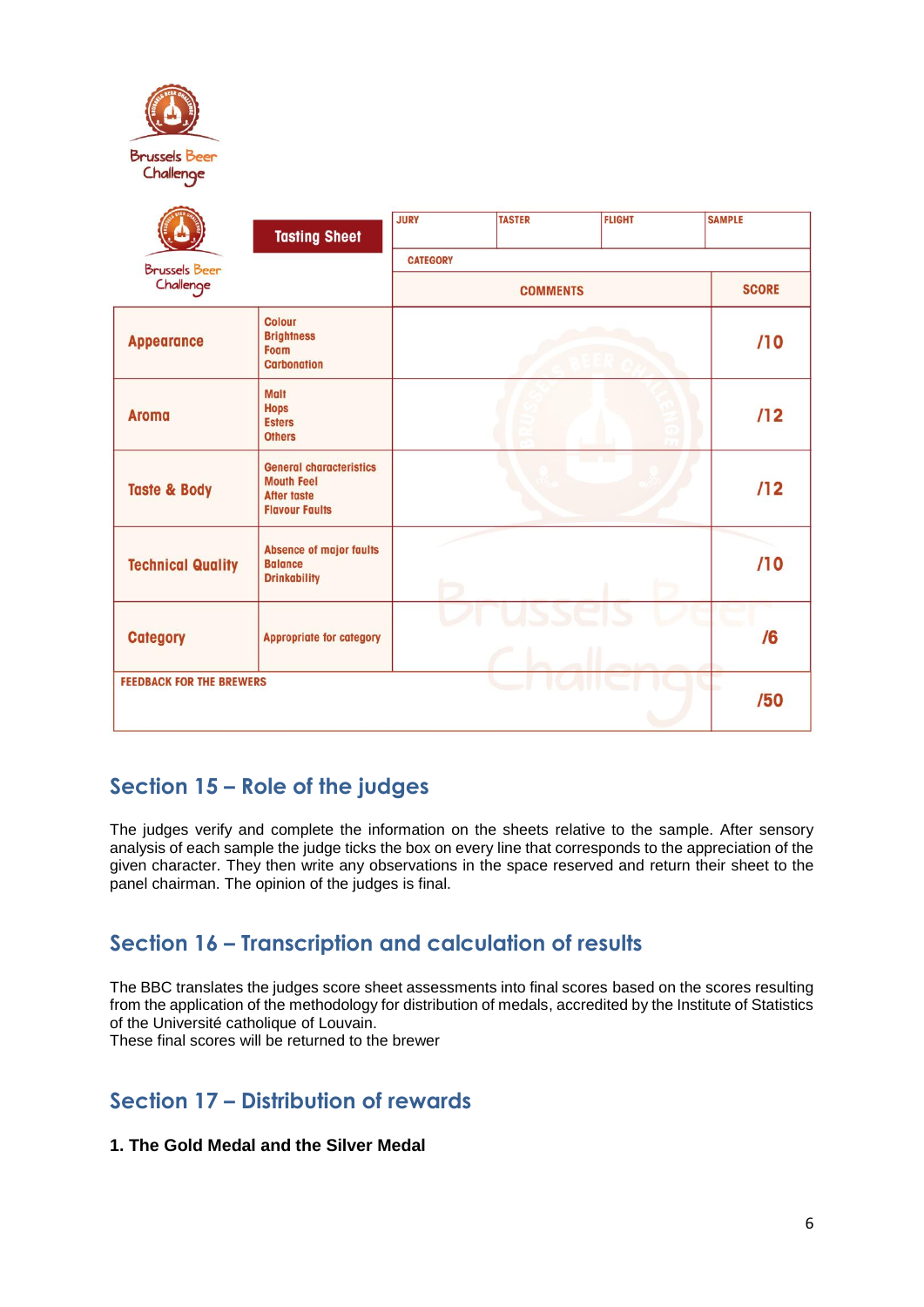Brussels Beer Challenge

| Brussels Beer Challenge | Tasting Sheet | JURY | TASTER | FLIGHT | SAMPLE |
|---|---|---|---|---|---|
| | | CATEGORY | | | |
| | | COMMENTS | | | SCORE |
| Appearance | Colour<br>Brightness<br>Foam<br>Carbonation | | | | /10 |
| Aroma | Malt<br>Hops<br>Esters<br>Others | | | | /12 |
| Taste & Body | General characteristics<br>Mouth Feel<br>After taste<br>Flavour Faults | | | | /12 |
| Technical Quality | Absence of major faults<br>Balance<br>Drinkability | | | | /10 |
| Category | Appropriate for category | | | | /6 |
| FEEDBACK FOR THE BREWERS | | | | | /50 |

## Section 15 – Role of the judges

The judges verify and complete the information on the sheets relative to the sample. After sensory analysis of each sample the judge ticks the box on every line that corresponds to the appreciation of the given character. They then write any observations in the space reserved and return their sheet to the panel chairman. The opinion of the judges is final.

## Section 16 – Transcription and calculation of results

The BBC translates the judges score sheet assessments into final scores based on the scores resulting from the application of the methodology for distribution of medals, accredited by the Institute of Statistics of the Université catholique of Louvain.
These final scores will be returned to the brewer

## Section 17 – Distribution of rewards

**1. The Gold Medal and the Silver Medal**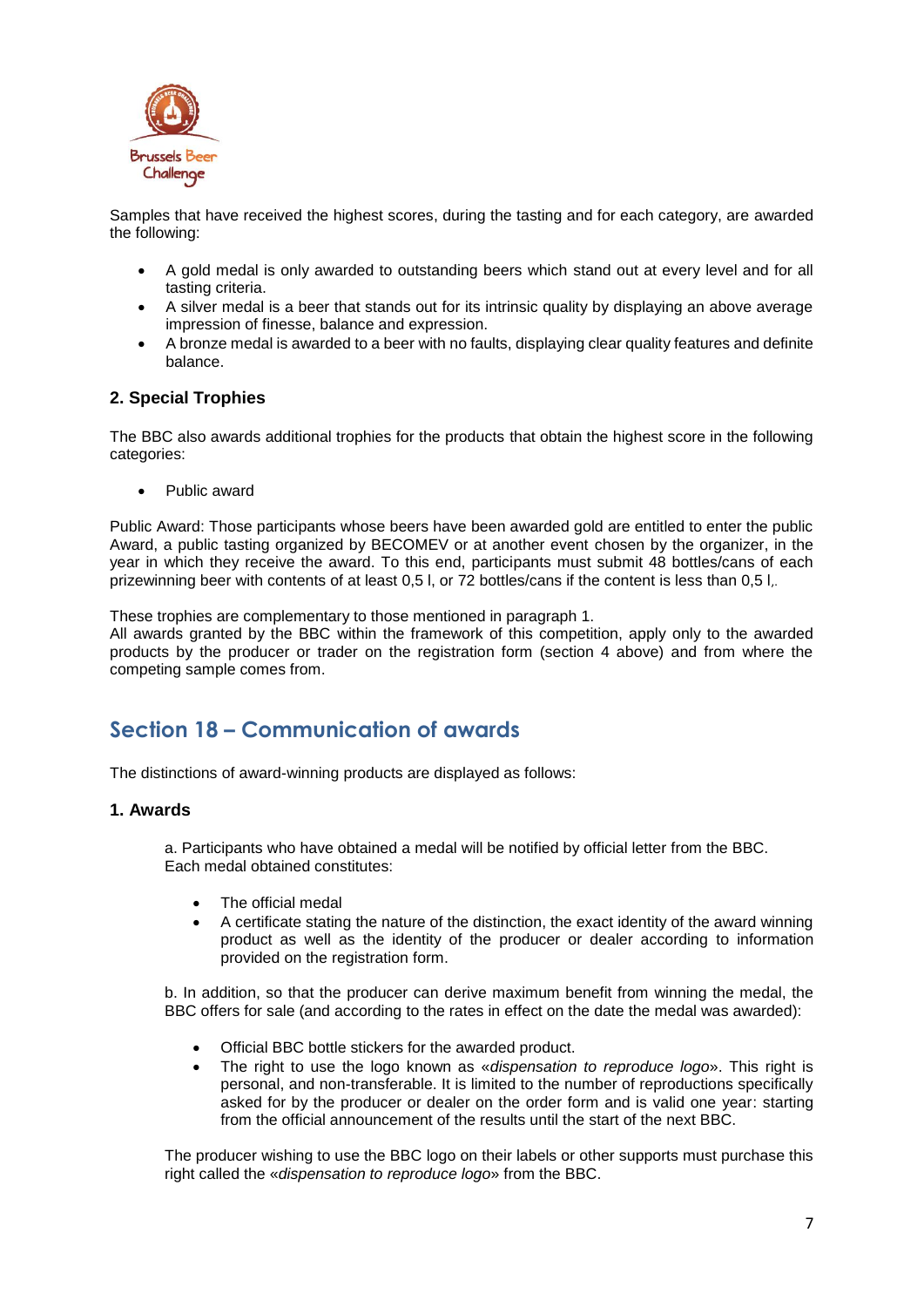Samples that have received the highest scores, during the tasting and for each category, are awarded the following:

- A gold medal is only awarded to outstanding beers which stand out at every level and for all tasting criteria.
- A silver medal is a beer that stands out for its intrinsic quality by displaying an above average impression of finesse, balance and expression.
- A bronze medal is awarded to a beer with no faults, displaying clear quality features and definite balance.

### 2. Special Trophies

The BBC also awards additional trophies for the products that obtain the highest score in the following categories:

- Public award

Public Award: Those participants whose beers have been awarded gold are entitled to enter the public Award, a public tasting organized by BECOMEV or at another event chosen by the organizer, in the year in which they receive the award. To this end, participants must submit 48 bottles/cans of each prizewinning beer with contents of at least 0,5 l, or 72 bottles/cans if the content is less than 0,5 l,.

These trophies are complementary to those mentioned in paragraph 1.
All awards granted by the BBC within the framework of this competition, apply only to the awarded products by the producer or trader on the registration form (section 4 above) and from where the competing sample comes from.

## Section 18 – Communication of awards

The distinctions of award-winning products are displayed as follows:

### 1. Awards

a. Participants who have obtained a medal will be notified by official letter from the BBC. Each medal obtained constitutes:

- The official medal
- A certificate stating the nature of the distinction, the exact identity of the award winning product as well as the identity of the producer or dealer according to information provided on the registration form.

b. In addition, so that the producer can derive maximum benefit from winning the medal, the BBC offers for sale (and according to the rates in effect on the date the medal was awarded):

- Official BBC bottle stickers for the awarded product.
- The right to use the logo known as «*dispensation to reproduce logo*». This right is personal, and non-transferable. It is limited to the number of reproductions specifically asked for by the producer or dealer on the order form and is valid one year: starting from the official announcement of the results until the start of the next BBC.

The producer wishing to use the BBC logo on their labels or other supports must purchase this right called the «*dispensation to reproduce logo*» from the BBC.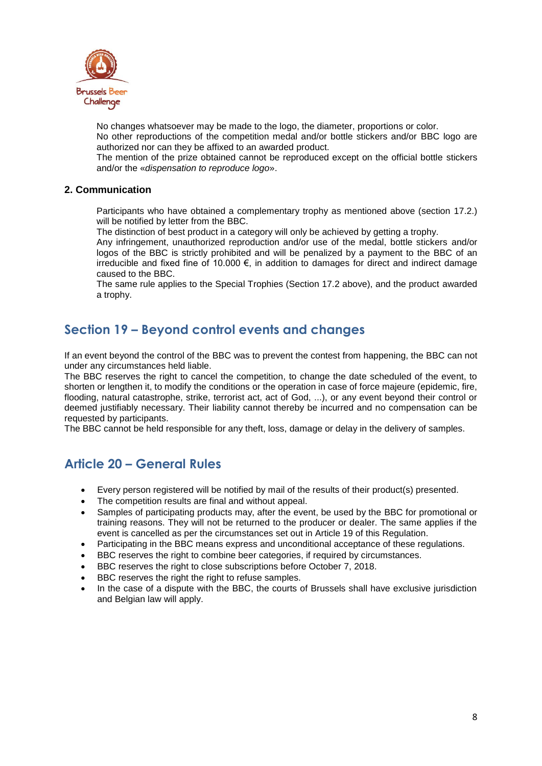No changes whatsoever may be made to the logo, the diameter, proportions or color.
No other reproductions of the competition medal and/or bottle stickers and/or BBC logo are authorized nor can they be affixed to an awarded product.
The mention of the prize obtained cannot be reproduced except on the official bottle stickers and/or the «*dispensation to reproduce logo*».

### 2. Communication

Participants who have obtained a complementary trophy as mentioned above (section 17.2.) will be notified by letter from the BBC.
The distinction of best product in a category will only be achieved by getting a trophy.
Any infringement, unauthorized reproduction and/or use of the medal, bottle stickers and/or logos of the BBC is strictly prohibited and will be penalized by a payment to the BBC of an irreducible and fixed fine of 10.000 €, in addition to damages for direct and indirect damage caused to the BBC.
The same rule applies to the Special Trophies (Section 17.2 above), and the product awarded a trophy.

## Section 19 – Beyond control events and changes

If an event beyond the control of the BBC was to prevent the contest from happening, the BBC can not under any circumstances held liable.
The BBC reserves the right to cancel the competition, to change the date scheduled of the event, to shorten or lengthen it, to modify the conditions or the operation in case of force majeure (epidemic, fire, flooding, natural catastrophe, strike, terrorist act, act of God, ...), or any event beyond their control or deemed justifiably necessary. Their liability cannot thereby be incurred and no compensation can be requested by participants.
The BBC cannot be held responsible for any theft, loss, damage or delay in the delivery of samples.

## Article 20 – General Rules

- Every person registered will be notified by mail of the results of their product(s) presented.
- The competition results are final and without appeal.
- Samples of participating products may, after the event, be used by the BBC for promotional or training reasons. They will not be returned to the producer or dealer. The same applies if the event is cancelled as per the circumstances set out in Article 19 of this Regulation.
- Participating in the BBC means express and unconditional acceptance of these regulations.
- BBC reserves the right to combine beer categories, if required by circumstances.
- BBC reserves the right to close subscriptions before October 7, 2018.
- BBC reserves the right the right to refuse samples.
- In the case of a dispute with the BBC, the courts of Brussels shall have exclusive jurisdiction and Belgian law will apply.